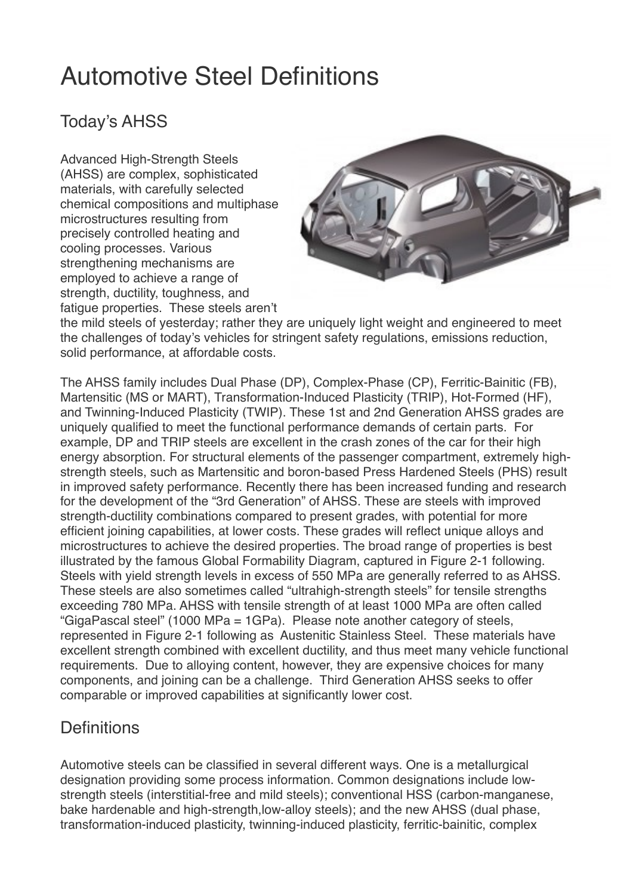# Automotive Steel Definitions

## Today's AHSS

Advanced High-Strength Steels (AHSS) are complex, sophisticated materials, with carefully selected chemical compositions and multiphase microstructures resulting from precisely controlled heating and cooling processes. Various strengthening mechanisms are employed to achieve a range of strength, ductility, toughness, and fatigue properties. These steels aren't the mild steels of yesterday; rather they are uniquely light weight and engineered to meet the challenges of today's vehicles for stringent safety regulations, emissions reduction, solid performance, at affordable costs.

The AHSS family includes Dual Phase (DP), Complex-Phase (CP), Ferritic-Bainitic (FB), Martensitic (MS or MART), Transformation-Induced Plasticity (TRIP), Hot-Formed (HF), and Twinning-Induced Plasticity (TWIP). These 1st and 2nd Generation AHSS grades are uniquely qualified to meet the functional performance demands of certain parts. For example, DP and TRIP steels are excellent in the crash zones of the car for their high energy absorption. For structural elements of the passenger compartment, extremely high-strength steels, such as Martensitic and boron-based Press Hardened Steels (PHS) result in improved safety performance. Recently there has been increased funding and research for the development of the "3rd Generation" of AHSS. These are steels with improved strength-ductility combinations compared to present grades, with potential for more efficient joining capabilities, at lower costs. These grades will reflect unique alloys and microstructures to achieve the desired properties. The broad range of properties is best illustrated by the famous Global Formability Diagram, captured in Figure 2-1 following. Steels with yield strength levels in excess of 550 MPa are generally referred to as AHSS. These steels are also sometimes called "ultrahigh-strength steels" for tensile strengths exceeding 780 MPa. AHSS with tensile strength of at least 1000 MPa are often called "GigaPascal steel" (1000 MPa = 1GPa). Please note another category of steels, represented in Figure 2-1 following as Austenitic Stainless Steel. These materials have excellent strength combined with excellent ductility, and thus meet many vehicle functional requirements. Due to alloying content, however, they are expensive choices for many components, and joining can be a challenge. Third Generation AHSS seeks to offer comparable or improved capabilities at significantly lower cost.

## Definitions

Automotive steels can be classified in several different ways. One is a metallurgical designation providing some process information. Common designations include low-strength steels (interstitial-free and mild steels); conventional HSS (carbon-manganese, bake hardenable and high-strength,low-alloy steels); and the new AHSS (dual phase, transformation-induced plasticity, twinning-induced plasticity, ferritic-bainitic, complex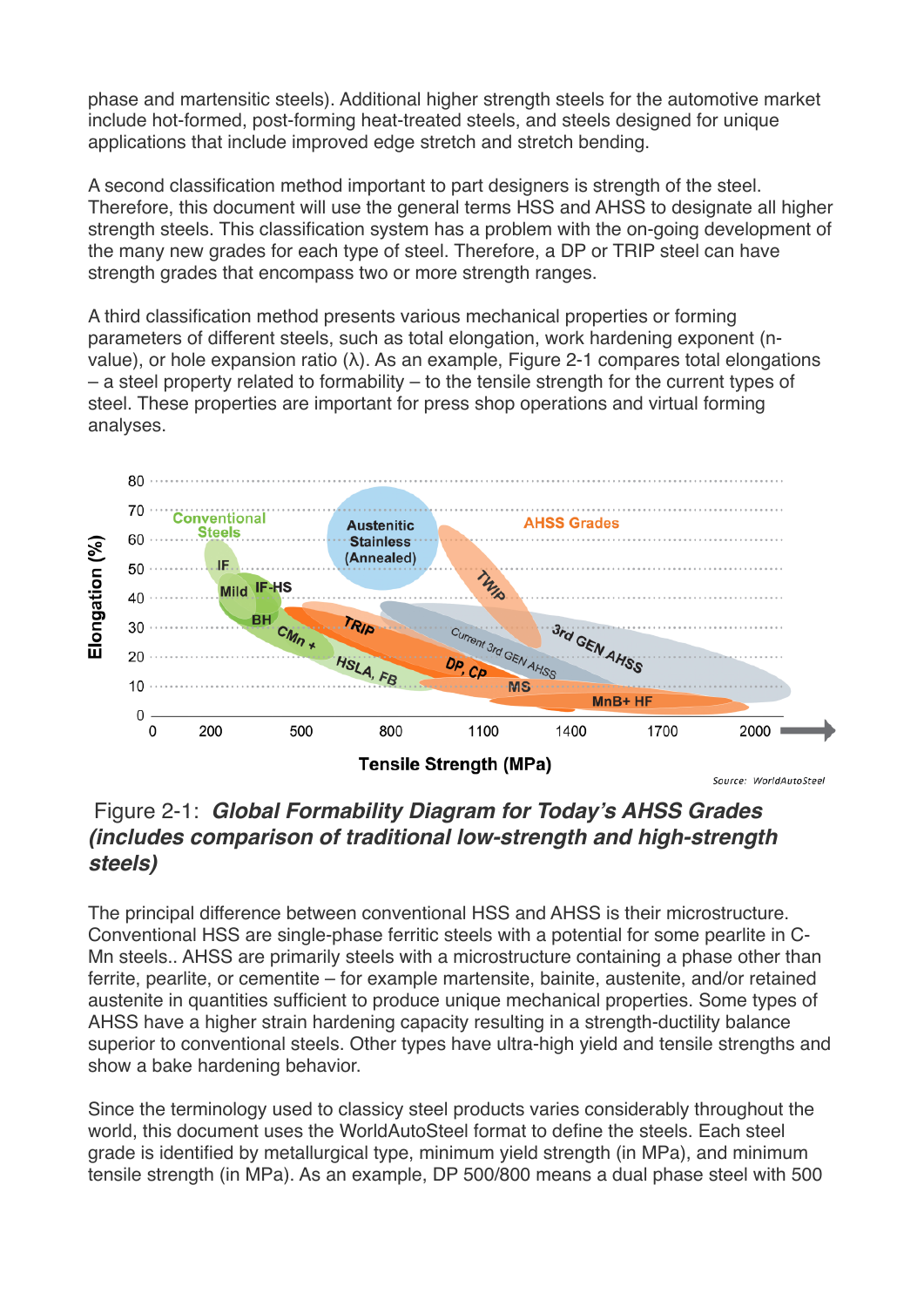phase and martensitic steels). Additional higher strength steels for the automotive market include hot-formed, post-forming heat-treated steels, and steels designed for unique applications that include improved edge stretch and stretch bending.

A second classification method important to part designers is strength of the steel. Therefore, this document will use the general terms HSS and AHSS to designate all higher strength steels. This classification system has a problem with the on-going development of the many new grades for each type of steel. Therefore, a DP or TRIP steel can have strength grades that encompass two or more strength ranges.

A third classification method presents various mechanical properties or forming parameters of different steels, such as total elongation, work hardening exponent (n-value), or hole expansion ratio (λ). As an example, Figure 2-1 compares total elongations – a steel property related to formability – to the tensile strength for the current types of steel. These properties are important for press shop operations and virtual forming analyses.

Figure 2-1: ***Global Formability Diagram for Today's AHSS Grades (includes comparison of traditional low-strength and high-strength steels)***

The principal difference between conventional HSS and AHSS is their microstructure. Conventional HSS are single-phase ferritic steels with a potential for some pearlite in C-Mn steels.. AHSS are primarily steels with a microstructure containing a phase other than ferrite, pearlite, or cementite – for example martensite, bainite, austenite, and/or retained austenite in quantities sufficient to produce unique mechanical properties. Some types of AHSS have a higher strain hardening capacity resulting in a strength-ductility balance superior to conventional steels. Other types have ultra-high yield and tensile strengths and show a bake hardening behavior.

Since the terminology used to classicy steel products varies considerably throughout the world, this document uses the WorldAutoSteel format to define the steels. Each steel grade is identified by metallurgical type, minimum yield strength (in MPa), and minimum tensile strength (in MPa). As an example, DP 500/800 means a dual phase steel with 500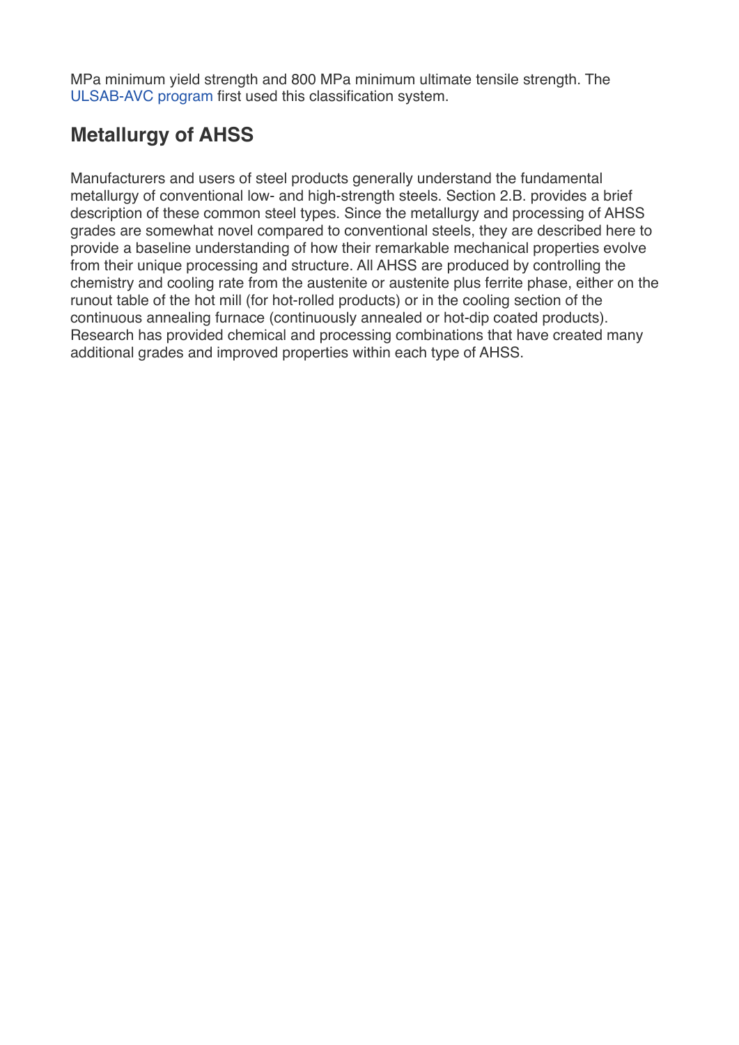MPa minimum yield strength and 800 MPa minimum ultimate tensile strength. The ULSAB-AVC program first used this classification system.

## Metallurgy of AHSS

Manufacturers and users of steel products generally understand the fundamental metallurgy of conventional low- and high-strength steels. Section 2.B. provides a brief description of these common steel types. Since the metallurgy and processing of AHSS grades are somewhat novel compared to conventional steels, they are described here to provide a baseline understanding of how their remarkable mechanical properties evolve from their unique processing and structure. All AHSS are produced by controlling the chemistry and cooling rate from the austenite or austenite plus ferrite phase, either on the runout table of the hot mill (for hot-rolled products) or in the cooling section of the continuous annealing furnace (continuously annealed or hot-dip coated products). Research has provided chemical and processing combinations that have created many additional grades and improved properties within each type of AHSS.